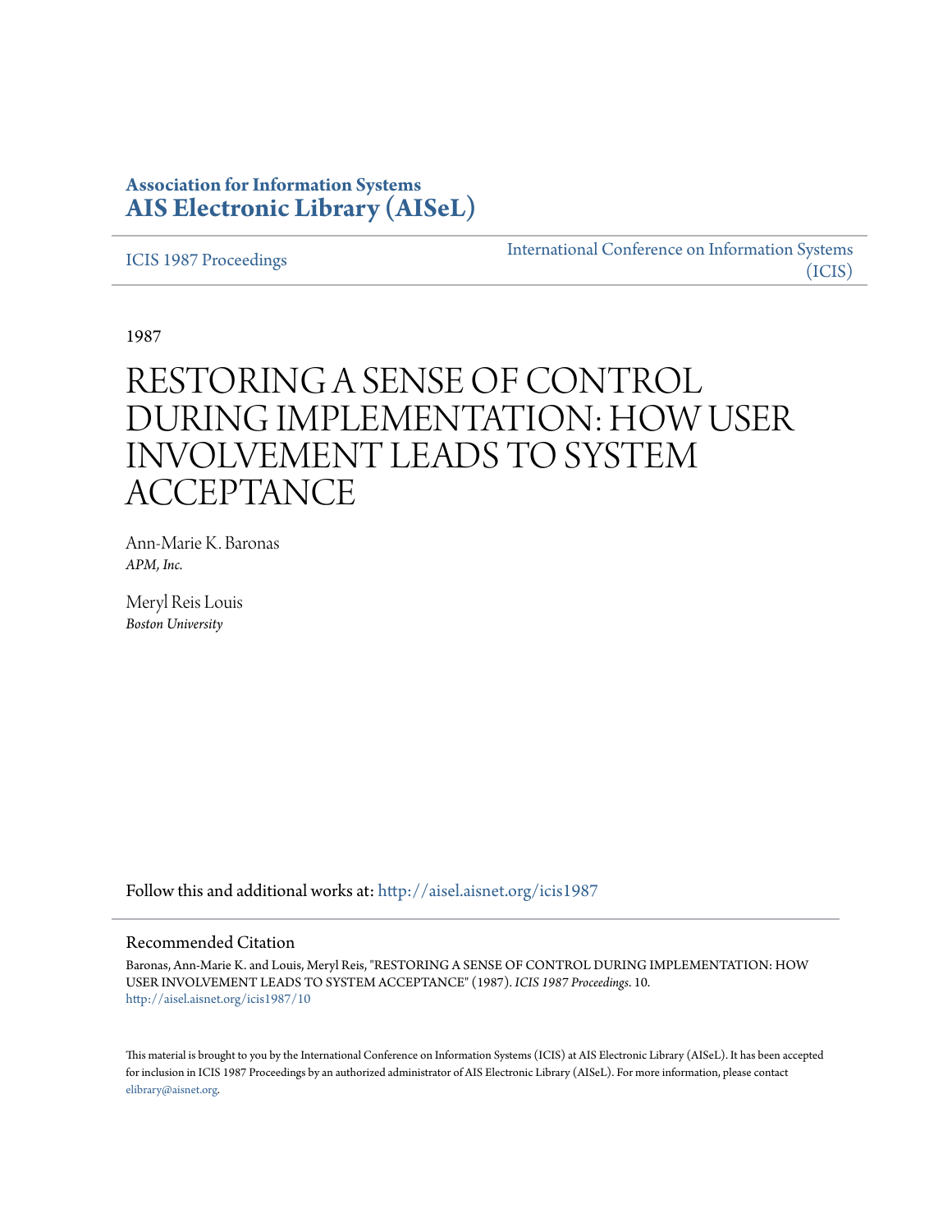**Association for Information Systems**
**AIS Electronic Library (AISeL)**

ICIS 1987 Proceedings

International Conference on Information Systems (ICIS)

1987

# RESTORING A SENSE OF CONTROL DURING IMPLEMENTATION: HOW USER INVOLVEMENT LEADS TO SYSTEM ACCEPTANCE

Ann-Marie K. Baronas
*APM, Inc.*

Meryl Reis Louis
*Boston University*

Follow this and additional works at: http://aisel.aisnet.org/icis1987

## Recommended Citation

Baronas, Ann-Marie K. and Louis, Meryl Reis, "RESTORING A SENSE OF CONTROL DURING IMPLEMENTATION: HOW USER INVOLVEMENT LEADS TO SYSTEM ACCEPTANCE" (1987). *ICIS 1987 Proceedings*. 10.
http://aisel.aisnet.org/icis1987/10

This material is brought to you by the International Conference on Information Systems (ICIS) at AIS Electronic Library (AISeL). It has been accepted for inclusion in ICIS 1987 Proceedings by an authorized administrator of AIS Electronic Library (AISeL). For more information, please contact elibrary@aisnet.org.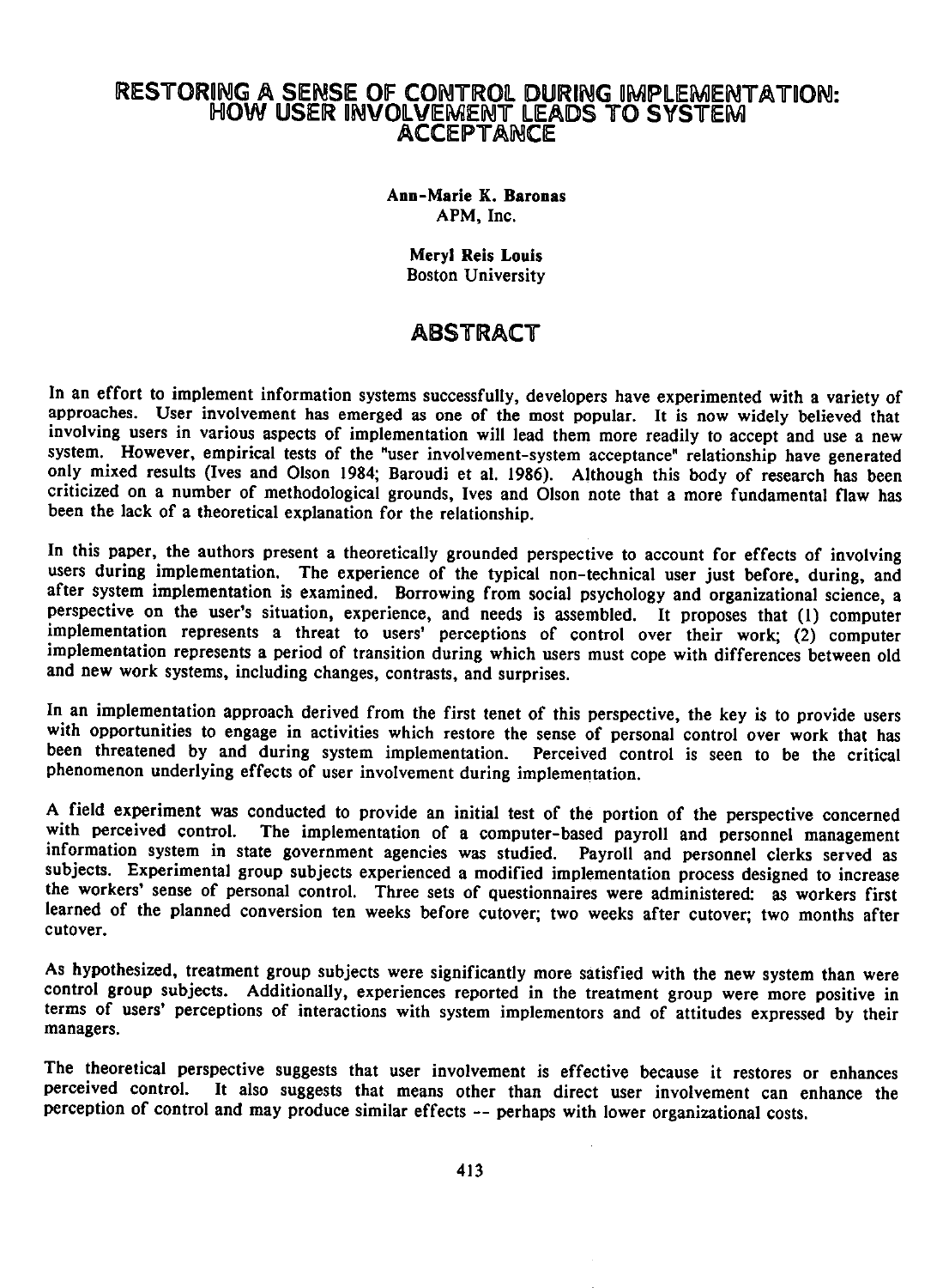# RESTORING A SENSE OF CONTROL DURING IMPLEMENTATION: HOW USER INVOLVEMENT LEADS TO SYSTEM ACCEPTANCE

**Ann-Marie K. Baronas**
APM, Inc.

**Meryl Reis Louis**
Boston University

## ABSTRACT

In an effort to implement information systems successfully, developers have experimented with a variety of approaches. User involvement has emerged as one of the most popular. It is now widely believed that involving users in various aspects of implementation will lead them more readily to accept and use a new system. However, empirical tests of the "user involvement-system acceptance" relationship have generated only mixed results (Ives and Olson 1984; Baroudi et al. 1986). Although this body of research has been criticized on a number of methodological grounds, Ives and Olson note that a more fundamental flaw has been the lack of a theoretical explanation for the relationship.

In this paper, the authors present a theoretically grounded perspective to account for effects of involving users during implementation. The experience of the typical non-technical user just before, during, and after system implementation is examined. Borrowing from social psychology and organizational science, a perspective on the user's situation, experience, and needs is assembled. It proposes that (1) computer implementation represents a threat to users' perceptions of control over their work; (2) computer implementation represents a period of transition during which users must cope with differences between old and new work systems, including changes, contrasts, and surprises.

In an implementation approach derived from the first tenet of this perspective, the key is to provide users with opportunities to engage in activities which restore the sense of personal control over work that has been threatened by and during system implementation. Perceived control is seen to be the critical phenomenon underlying effects of user involvement during implementation.

A field experiment was conducted to provide an initial test of the portion of the perspective concerned with perceived control. The implementation of a computer-based payroll and personnel management information system in state government agencies was studied. Payroll and personnel clerks served as subjects. Experimental group subjects experienced a modified implementation process designed to increase the workers' sense of personal control. Three sets of questionnaires were administered: as workers first learned of the planned conversion ten weeks before cutover; two weeks after cutover; two months after cutover.

As hypothesized, treatment group subjects were significantly more satisfied with the new system than were control group subjects. Additionally, experiences reported in the treatment group were more positive in terms of users' perceptions of interactions with system implementors and of attitudes expressed by their managers.

The theoretical perspective suggests that user involvement is effective because it restores or enhances perceived control. It also suggests that means other than direct user involvement can enhance the perception of control and may produce similar effects -- perhaps with lower organizational costs.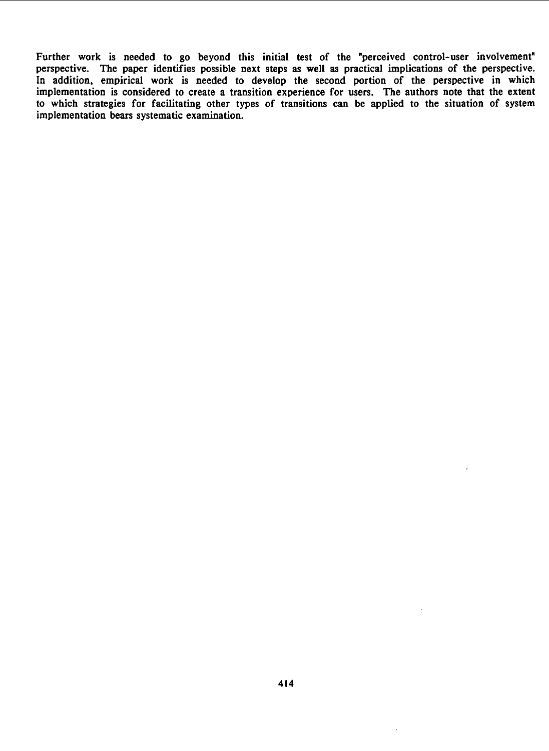Further work is needed to go beyond this initial test of the "perceived control-user involvement" perspective. The paper identifies possible next steps as well as practical implications of the perspective. In addition, empirical work is needed to develop the second portion of the perspective in which implementation is considered to create a transition experience for users. The authors note that the extent to which strategies for facilitating other types of transitions can be applied to the situation of system implementation bears systematic examination.